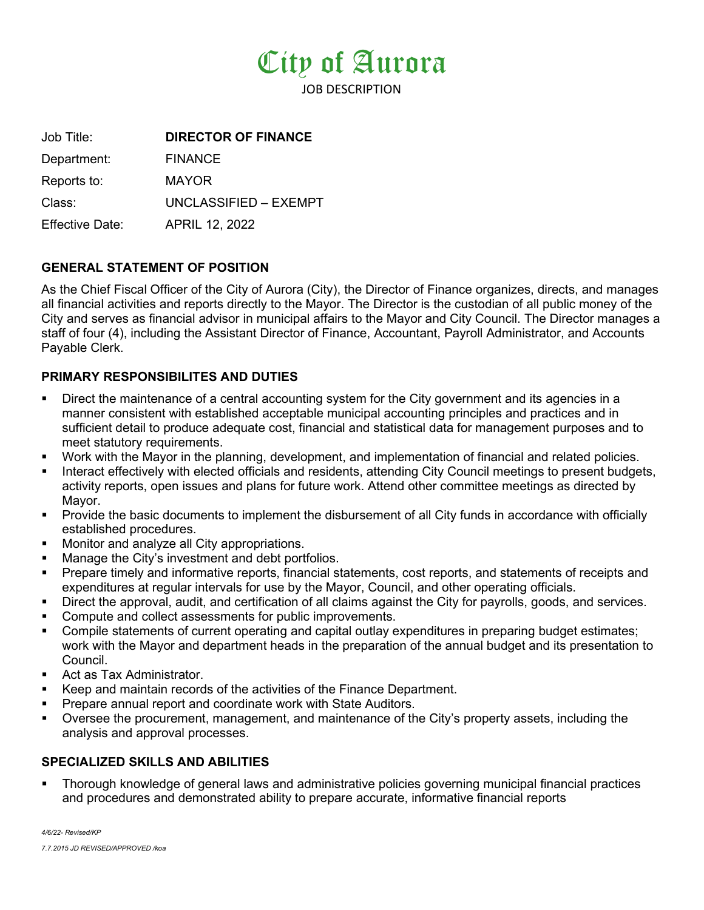# City of Aurora

JOB DESCRIPTION

| | |
|---|---|
| Job Title: | **DIRECTOR OF FINANCE** |
| Department: | FINANCE |
| Reports to: | MAYOR |
| Class: | UNCLASSIFIED – EXEMPT |
| Effective Date: | APRIL 12, 2022 |

## GENERAL STATEMENT OF POSITION

As the Chief Fiscal Officer of the City of Aurora (City), the Director of Finance organizes, directs, and manages all financial activities and reports directly to the Mayor. The Director is the custodian of all public money of the City and serves as financial advisor in municipal affairs to the Mayor and City Council. The Director manages a staff of four (4), including the Assistant Director of Finance, Accountant, Payroll Administrator, and Accounts Payable Clerk.

## PRIMARY RESPONSIBILITES AND DUTIES

- Direct the maintenance of a central accounting system for the City government and its agencies in a manner consistent with established acceptable municipal accounting principles and practices and in sufficient detail to produce adequate cost, financial and statistical data for management purposes and to meet statutory requirements.
- Work with the Mayor in the planning, development, and implementation of financial and related policies.
- Interact effectively with elected officials and residents, attending City Council meetings to present budgets, activity reports, open issues and plans for future work. Attend other committee meetings as directed by Mayor.
- Provide the basic documents to implement the disbursement of all City funds in accordance with officially established procedures.
- Monitor and analyze all City appropriations.
- Manage the City's investment and debt portfolios.
- Prepare timely and informative reports, financial statements, cost reports, and statements of receipts and expenditures at regular intervals for use by the Mayor, Council, and other operating officials.
- Direct the approval, audit, and certification of all claims against the City for payrolls, goods, and services.
- Compute and collect assessments for public improvements.
- Compile statements of current operating and capital outlay expenditures in preparing budget estimates; work with the Mayor and department heads in the preparation of the annual budget and its presentation to Council.
- Act as Tax Administrator.
- Keep and maintain records of the activities of the Finance Department.
- Prepare annual report and coordinate work with State Auditors.
- Oversee the procurement, management, and maintenance of the City's property assets, including the analysis and approval processes.

## SPECIALIZED SKILLS AND ABILITIES

- Thorough knowledge of general laws and administrative policies governing municipal financial practices and procedures and demonstrated ability to prepare accurate, informative financial reports

*4/6/22- Revised/KP*

*7.7.2015 JD REVISED/APPROVED /koa*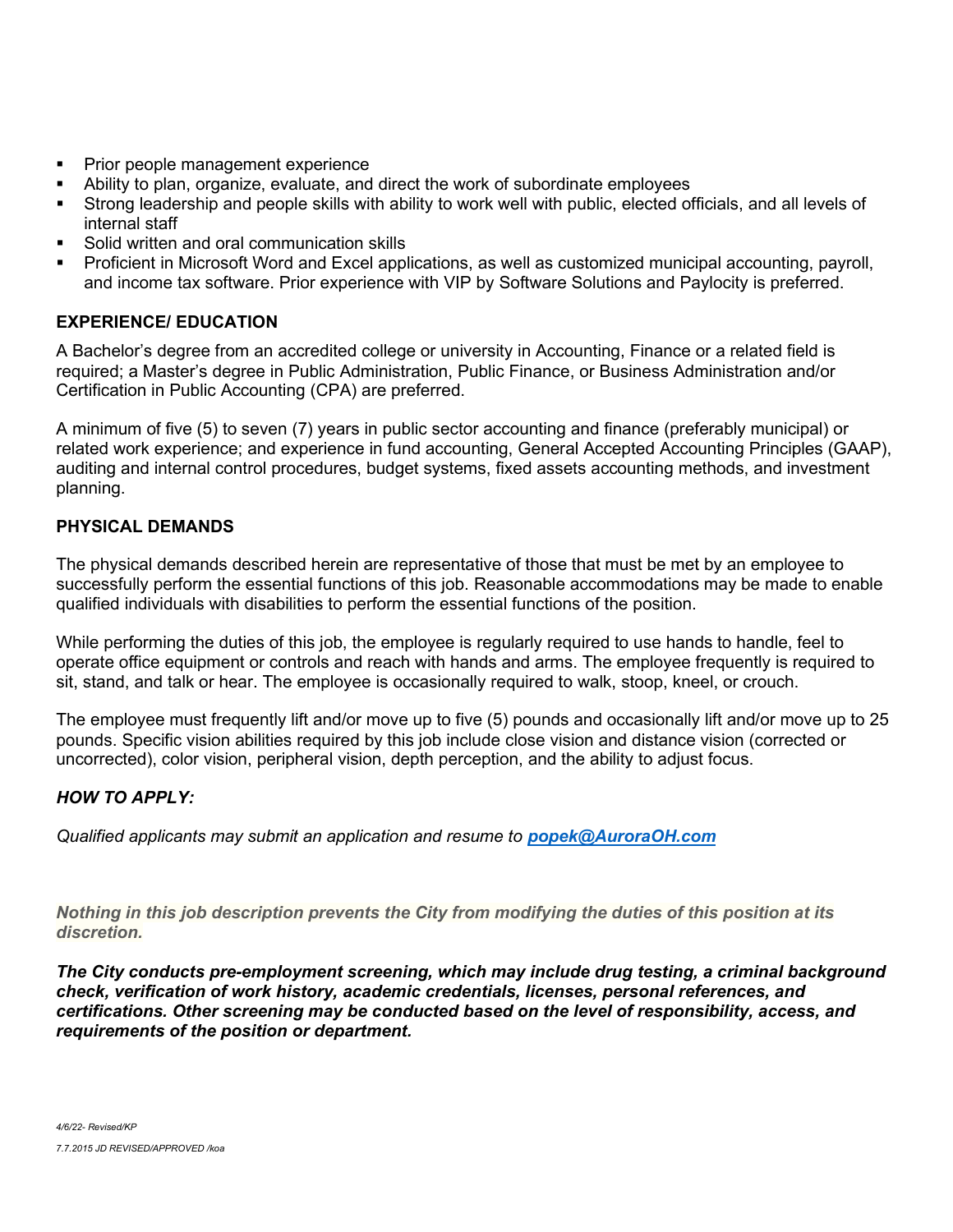- Prior people management experience
- Ability to plan, organize, evaluate, and direct the work of subordinate employees
- Strong leadership and people skills with ability to work well with public, elected officials, and all levels of internal staff
- Solid written and oral communication skills
- Proficient in Microsoft Word and Excel applications, as well as customized municipal accounting, payroll, and income tax software. Prior experience with VIP by Software Solutions and Paylocity is preferred.

## EXPERIENCE/ EDUCATION

A Bachelor's degree from an accredited college or university in Accounting, Finance or a related field is required; a Master's degree in Public Administration, Public Finance, or Business Administration and/or Certification in Public Accounting (CPA) are preferred.

A minimum of five (5) to seven (7) years in public sector accounting and finance (preferably municipal) or related work experience; and experience in fund accounting, General Accepted Accounting Principles (GAAP), auditing and internal control procedures, budget systems, fixed assets accounting methods, and investment planning.

## PHYSICAL DEMANDS

The physical demands described herein are representative of those that must be met by an employee to successfully perform the essential functions of this job. Reasonable accommodations may be made to enable qualified individuals with disabilities to perform the essential functions of the position.

While performing the duties of this job, the employee is regularly required to use hands to handle, feel to operate office equipment or controls and reach with hands and arms. The employee frequently is required to sit, stand, and talk or hear. The employee is occasionally required to walk, stoop, kneel, or crouch.

The employee must frequently lift and/or move up to five (5) pounds and occasionally lift and/or move up to 25 pounds. Specific vision abilities required by this job include close vision and distance vision (corrected or uncorrected), color vision, peripheral vision, depth perception, and the ability to adjust focus.

## *HOW TO APPLY:*

*Qualified applicants may submit an application and resume to **popek@AuroraOH.com***

***Nothing in this job description prevents the City from modifying the duties of this position at its discretion.***

***The City conducts pre-employment screening, which may include drug testing, a criminal background check, verification of work history, academic credentials, licenses, personal references, and certifications. Other screening may be conducted based on the level of responsibility, access, and requirements of the position or department.***

*4/6/22- Revised/KP*

*7.7.2015 JD REVISED/APPROVED /koa*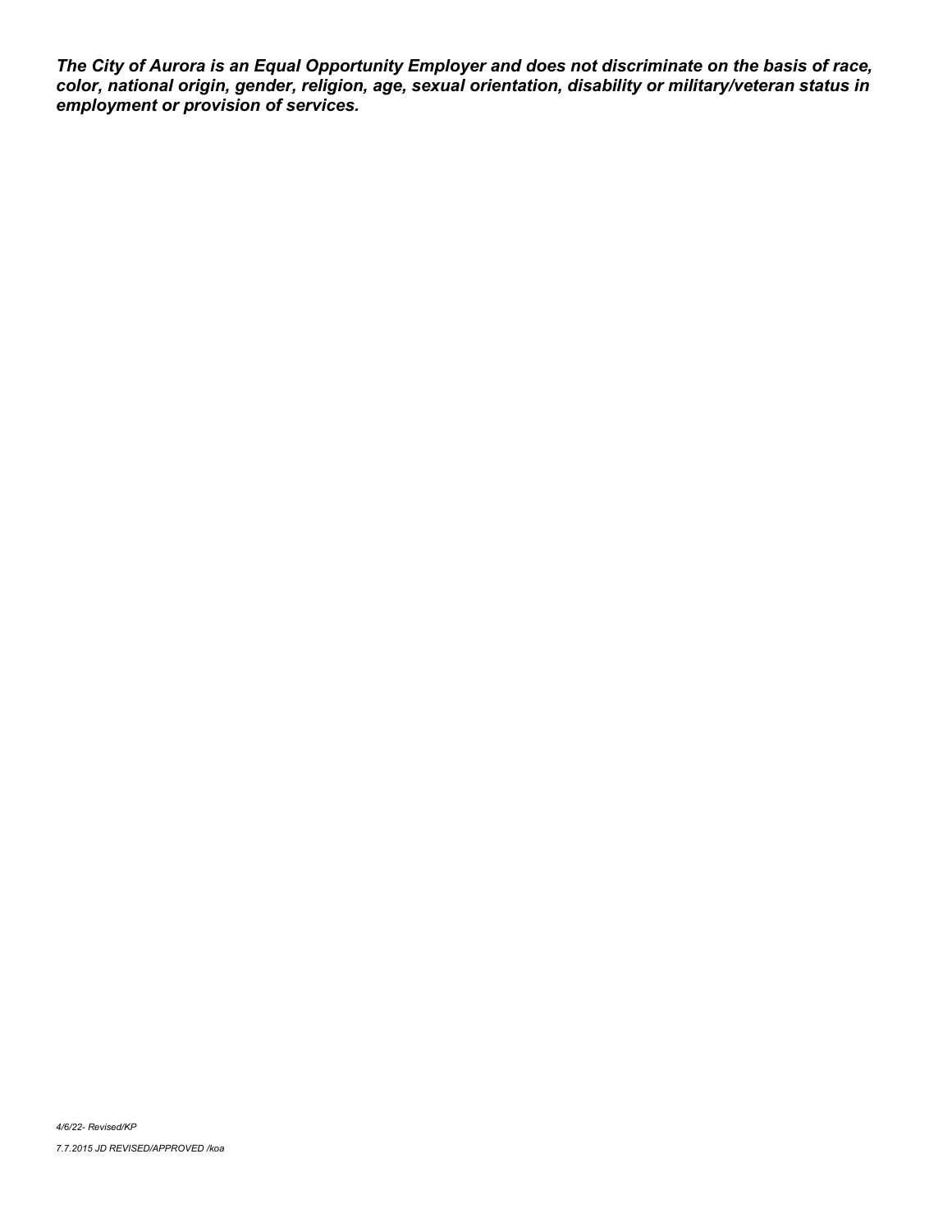***The City of Aurora is an Equal Opportunity Employer and does not discriminate on the basis of race, color, national origin, gender, religion, age, sexual orientation, disability or military/veteran status in employment or provision of services.***

*4/6/22- Revised/KP*

*7.7.2015 JD REVISED/APPROVED /koa*